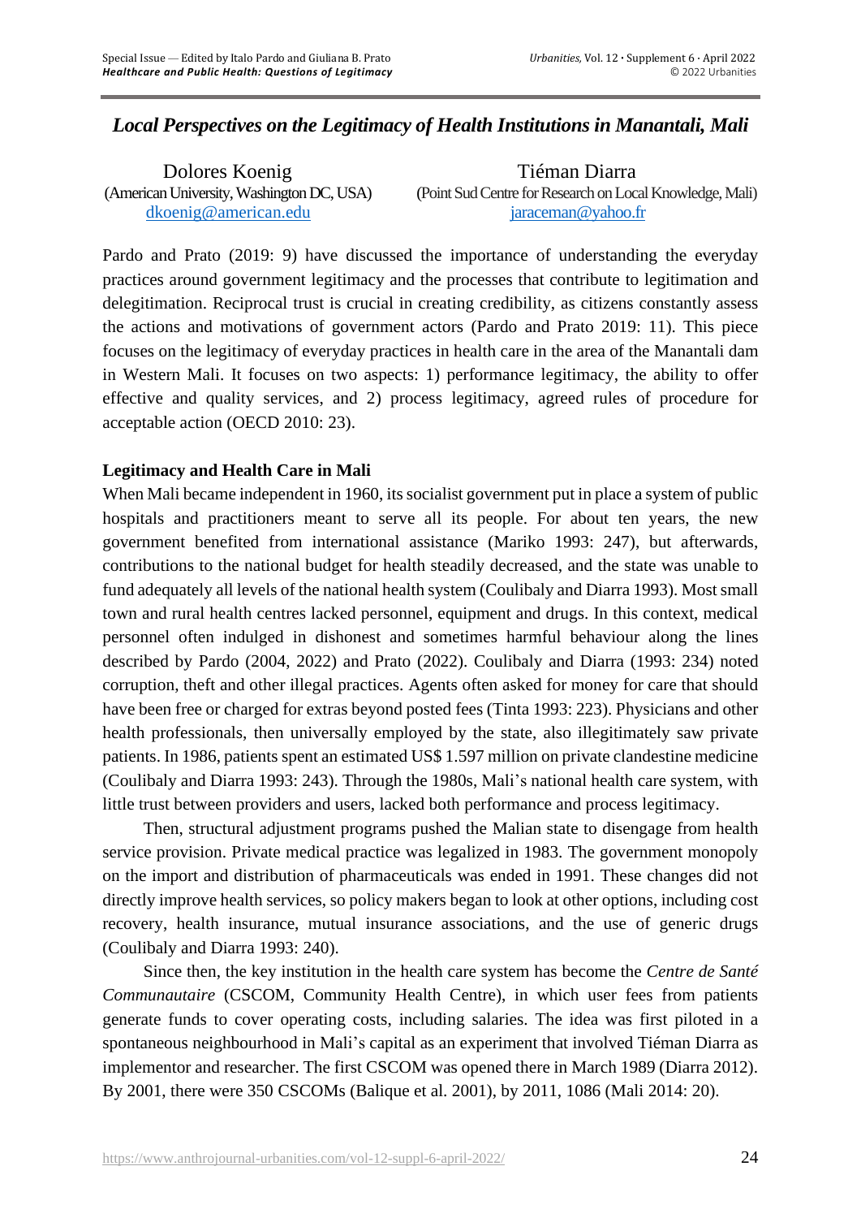# Local Perspectives on the Legitimacy of Health Institutions in Manantali, Mali

Dolores Koenig
(American University, Washington DC, USA)
dkoenig@american.edu

Tiéman Diarra
(Point Sud Centre for Research on Local Knowledge, Mali)
jaraceman@yahoo.fr

Pardo and Prato (2019: 9) have discussed the importance of understanding the everyday practices around government legitimacy and the processes that contribute to legitimation and delegitimation. Reciprocal trust is crucial in creating credibility, as citizens constantly assess the actions and motivations of government actors (Pardo and Prato 2019: 11). This piece focuses on the legitimacy of everyday practices in health care in the area of the Manantali dam in Western Mali. It focuses on two aspects: 1) performance legitimacy, the ability to offer effective and quality services, and 2) process legitimacy, agreed rules of procedure for acceptable action (OECD 2010: 23).

## Legitimacy and Health Care in Mali

When Mali became independent in 1960, its socialist government put in place a system of public hospitals and practitioners meant to serve all its people. For about ten years, the new government benefited from international assistance (Mariko 1993: 247), but afterwards, contributions to the national budget for health steadily decreased, and the state was unable to fund adequately all levels of the national health system (Coulibaly and Diarra 1993). Most small town and rural health centres lacked personnel, equipment and drugs. In this context, medical personnel often indulged in dishonest and sometimes harmful behaviour along the lines described by Pardo (2004, 2022) and Prato (2022). Coulibaly and Diarra (1993: 234) noted corruption, theft and other illegal practices. Agents often asked for money for care that should have been free or charged for extras beyond posted fees (Tinta 1993: 223). Physicians and other health professionals, then universally employed by the state, also illegitimately saw private patients. In 1986, patients spent an estimated US$ 1.597 million on private clandestine medicine (Coulibaly and Diarra 1993: 243). Through the 1980s, Mali's national health care system, with little trust between providers and users, lacked both performance and process legitimacy.

Then, structural adjustment programs pushed the Malian state to disengage from health service provision. Private medical practice was legalized in 1983. The government monopoly on the import and distribution of pharmaceuticals was ended in 1991. These changes did not directly improve health services, so policy makers began to look at other options, including cost recovery, health insurance, mutual insurance associations, and the use of generic drugs (Coulibaly and Diarra 1993: 240).

Since then, the key institution in the health care system has become the *Centre de Santé Communautaire* (CSCOM, Community Health Centre), in which user fees from patients generate funds to cover operating costs, including salaries. The idea was first piloted in a spontaneous neighbourhood in Mali's capital as an experiment that involved Tiéman Diarra as implementor and researcher. The first CSCOM was opened there in March 1989 (Diarra 2012). By 2001, there were 350 CSCOMs (Balique et al. 2001), by 2011, 1086 (Mali 2014: 20).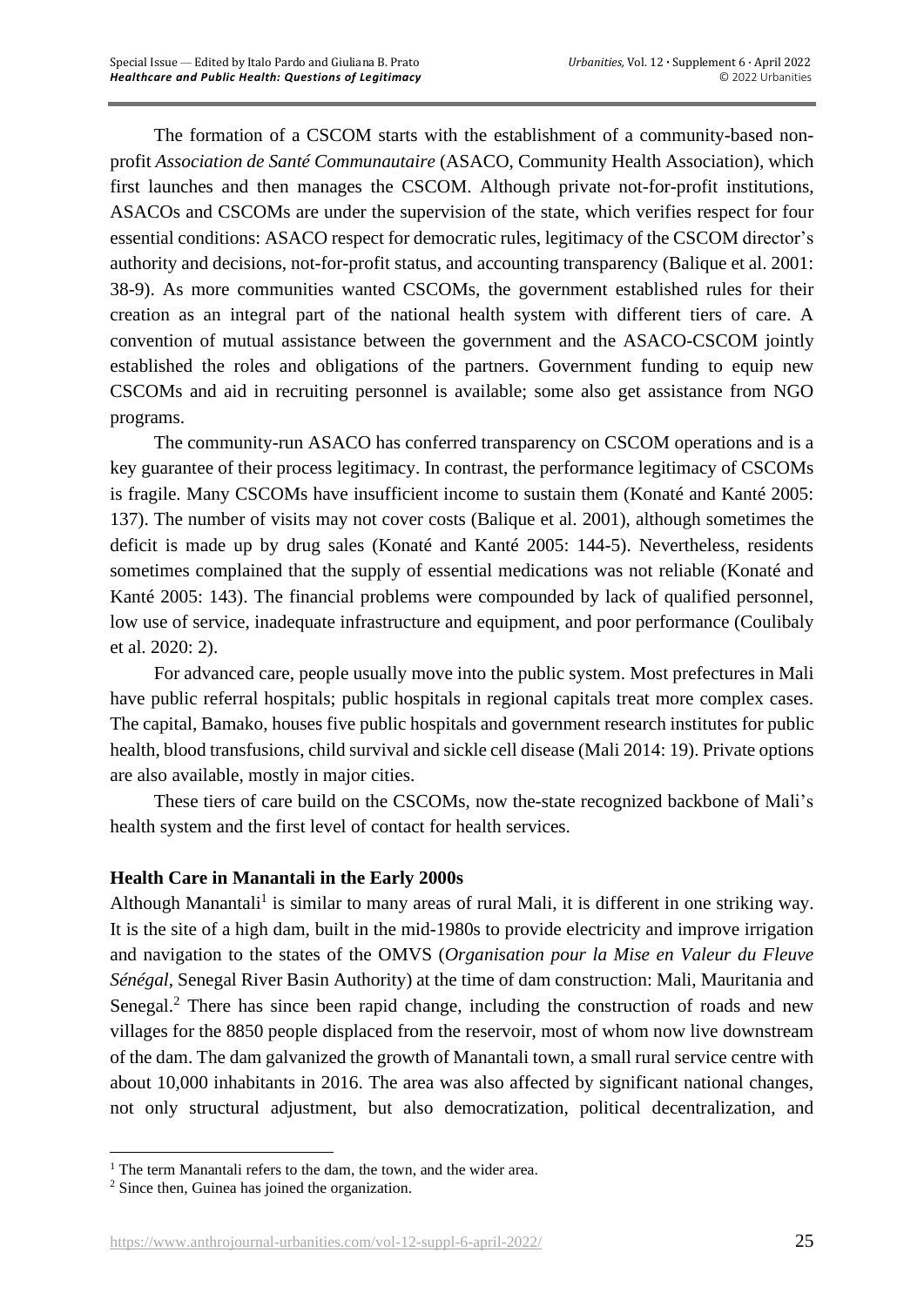The formation of a CSCOM starts with the establishment of a community-based non-profit *Association de Santé Communautaire* (ASACO, Community Health Association), which first launches and then manages the CSCOM. Although private not-for-profit institutions, ASACOs and CSCOMs are under the supervision of the state, which verifies respect for four essential conditions: ASACO respect for democratic rules, legitimacy of the CSCOM director's authority and decisions, not-for-profit status, and accounting transparency (Balique et al. 2001: 38-9). As more communities wanted CSCOMs, the government established rules for their creation as an integral part of the national health system with different tiers of care. A convention of mutual assistance between the government and the ASACO-CSCOM jointly established the roles and obligations of the partners. Government funding to equip new CSCOMs and aid in recruiting personnel is available; some also get assistance from NGO programs.

The community-run ASACO has conferred transparency on CSCOM operations and is a key guarantee of their process legitimacy. In contrast, the performance legitimacy of CSCOMs is fragile. Many CSCOMs have insufficient income to sustain them (Konaté and Kanté 2005: 137). The number of visits may not cover costs (Balique et al. 2001), although sometimes the deficit is made up by drug sales (Konaté and Kanté 2005: 144-5). Nevertheless, residents sometimes complained that the supply of essential medications was not reliable (Konaté and Kanté 2005: 143). The financial problems were compounded by lack of qualified personnel, low use of service, inadequate infrastructure and equipment, and poor performance (Coulibaly et al. 2020: 2).

For advanced care, people usually move into the public system. Most prefectures in Mali have public referral hospitals; public hospitals in regional capitals treat more complex cases. The capital, Bamako, houses five public hospitals and government research institutes for public health, blood transfusions, child survival and sickle cell disease (Mali 2014: 19). Private options are also available, mostly in major cities.

These tiers of care build on the CSCOMs, now the-state recognized backbone of Mali's health system and the first level of contact for health services.

**Health Care in Manantali in the Early 2000s**

Although Manantali[1] is similar to many areas of rural Mali, it is different in one striking way. It is the site of a high dam, built in the mid-1980s to provide electricity and improve irrigation and navigation to the states of the OMVS (*Organisation pour la Mise en Valeur du Fleuve Sénégal*, Senegal River Basin Authority) at the time of dam construction: Mali, Mauritania and Senegal.[2] There has since been rapid change, including the construction of roads and new villages for the 8850 people displaced from the reservoir, most of whom now live downstream of the dam. The dam galvanized the growth of Manantali town, a small rural service centre with about 10,000 inhabitants in 2016. The area was also affected by significant national changes, not only structural adjustment, but also democratization, political decentralization, and

[1] The term Manantali refers to the dam, the town, and the wider area.

[2] Since then, Guinea has joined the organization.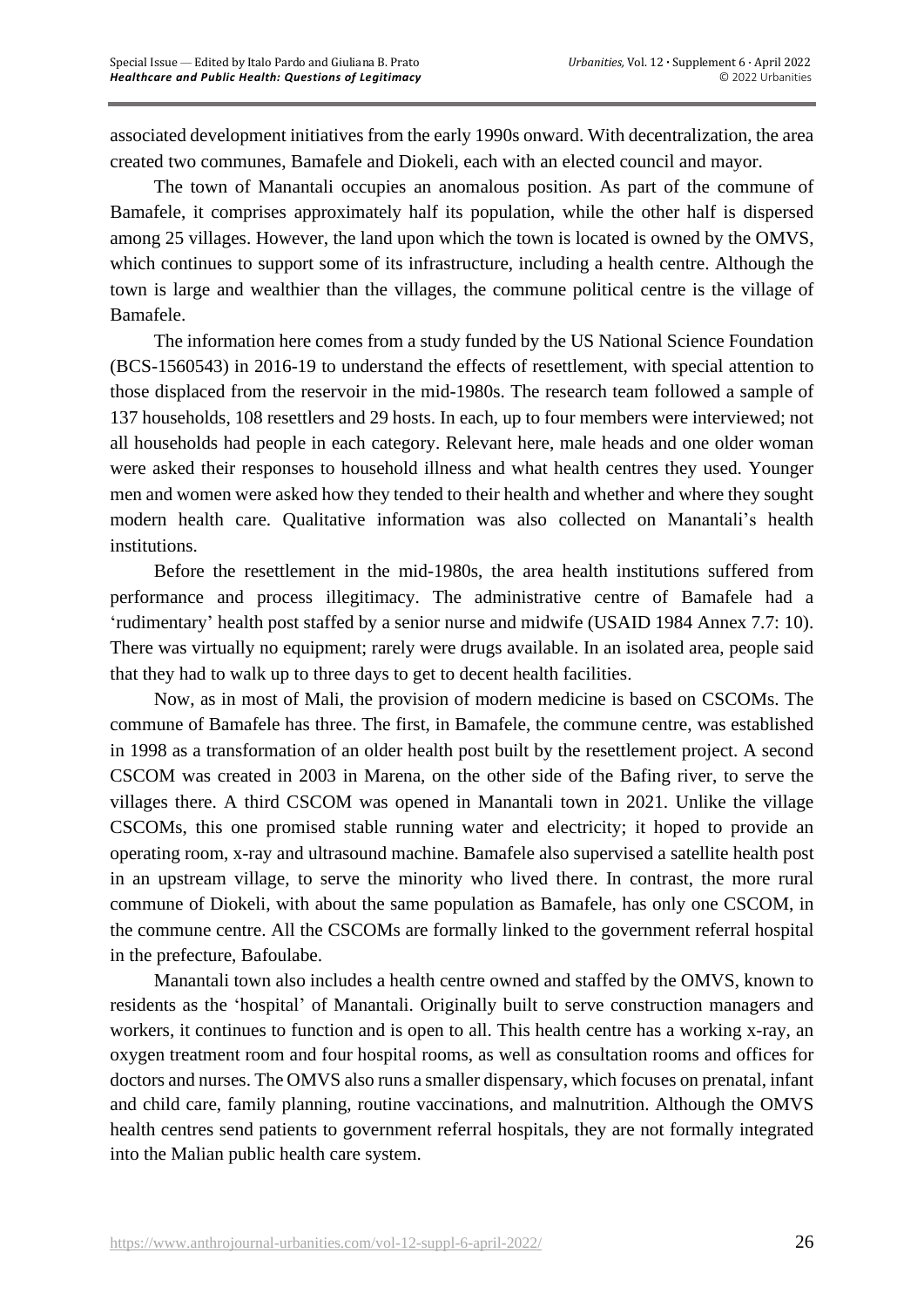associated development initiatives from the early 1990s onward. With decentralization, the area created two communes, Bamafele and Diokeli, each with an elected council and mayor.

The town of Manantali occupies an anomalous position. As part of the commune of Bamafele, it comprises approximately half its population, while the other half is dispersed among 25 villages. However, the land upon which the town is located is owned by the OMVS, which continues to support some of its infrastructure, including a health centre. Although the town is large and wealthier than the villages, the commune political centre is the village of Bamafele.

The information here comes from a study funded by the US National Science Foundation (BCS-1560543) in 2016-19 to understand the effects of resettlement, with special attention to those displaced from the reservoir in the mid-1980s. The research team followed a sample of 137 households, 108 resettlers and 29 hosts. In each, up to four members were interviewed; not all households had people in each category. Relevant here, male heads and one older woman were asked their responses to household illness and what health centres they used. Younger men and women were asked how they tended to their health and whether and where they sought modern health care. Qualitative information was also collected on Manantali's health institutions.

Before the resettlement in the mid-1980s, the area health institutions suffered from performance and process illegitimacy. The administrative centre of Bamafele had a 'rudimentary' health post staffed by a senior nurse and midwife (USAID 1984 Annex 7.7: 10). There was virtually no equipment; rarely were drugs available. In an isolated area, people said that they had to walk up to three days to get to decent health facilities.

Now, as in most of Mali, the provision of modern medicine is based on CSCOMs. The commune of Bamafele has three. The first, in Bamafele, the commune centre, was established in 1998 as a transformation of an older health post built by the resettlement project. A second CSCOM was created in 2003 in Marena, on the other side of the Bafing river, to serve the villages there. A third CSCOM was opened in Manantali town in 2021. Unlike the village CSCOMs, this one promised stable running water and electricity; it hoped to provide an operating room, x-ray and ultrasound machine. Bamafele also supervised a satellite health post in an upstream village, to serve the minority who lived there. In contrast, the more rural commune of Diokeli, with about the same population as Bamafele, has only one CSCOM, in the commune centre. All the CSCOMs are formally linked to the government referral hospital in the prefecture, Bafoulabe.

Manantali town also includes a health centre owned and staffed by the OMVS, known to residents as the 'hospital' of Manantali. Originally built to serve construction managers and workers, it continues to function and is open to all. This health centre has a working x-ray, an oxygen treatment room and four hospital rooms, as well as consultation rooms and offices for doctors and nurses. The OMVS also runs a smaller dispensary, which focuses on prenatal, infant and child care, family planning, routine vaccinations, and malnutrition. Although the OMVS health centres send patients to government referral hospitals, they are not formally integrated into the Malian public health care system.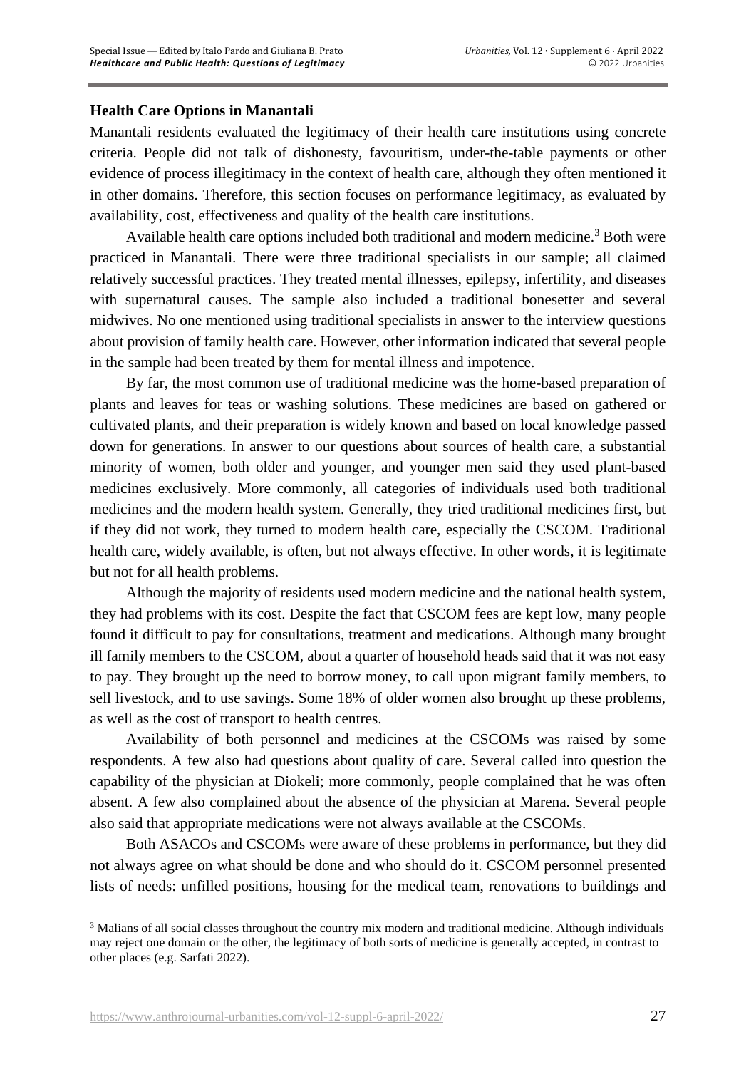### Health Care Options in Manantali

Manantali residents evaluated the legitimacy of their health care institutions using concrete criteria. People did not talk of dishonesty, favouritism, under-the-table payments or other evidence of process illegitimacy in the context of health care, although they often mentioned it in other domains. Therefore, this section focuses on performance legitimacy, as evaluated by availability, cost, effectiveness and quality of the health care institutions.

Available health care options included both traditional and modern medicine.[3] Both were practiced in Manantali. There were three traditional specialists in our sample; all claimed relatively successful practices. They treated mental illnesses, epilepsy, infertility, and diseases with supernatural causes. The sample also included a traditional bonesetter and several midwives. No one mentioned using traditional specialists in answer to the interview questions about provision of family health care. However, other information indicated that several people in the sample had been treated by them for mental illness and impotence.

By far, the most common use of traditional medicine was the home-based preparation of plants and leaves for teas or washing solutions. These medicines are based on gathered or cultivated plants, and their preparation is widely known and based on local knowledge passed down for generations. In answer to our questions about sources of health care, a substantial minority of women, both older and younger, and younger men said they used plant-based medicines exclusively. More commonly, all categories of individuals used both traditional medicines and the modern health system. Generally, they tried traditional medicines first, but if they did not work, they turned to modern health care, especially the CSCOM. Traditional health care, widely available, is often, but not always effective. In other words, it is legitimate but not for all health problems.

Although the majority of residents used modern medicine and the national health system, they had problems with its cost. Despite the fact that CSCOM fees are kept low, many people found it difficult to pay for consultations, treatment and medications. Although many brought ill family members to the CSCOM, about a quarter of household heads said that it was not easy to pay. They brought up the need to borrow money, to call upon migrant family members, to sell livestock, and to use savings. Some 18% of older women also brought up these problems, as well as the cost of transport to health centres.

Availability of both personnel and medicines at the CSCOMs was raised by some respondents. A few also had questions about quality of care. Several called into question the capability of the physician at Diokeli; more commonly, people complained that he was often absent. A few also complained about the absence of the physician at Marena. Several people also said that appropriate medications were not always available at the CSCOMs.

Both ASACOs and CSCOMs were aware of these problems in performance, but they did not always agree on what should be done and who should do it. CSCOM personnel presented lists of needs: unfilled positions, housing for the medical team, renovations to buildings and

---

[3] Malians of all social classes throughout the country mix modern and traditional medicine. Although individuals may reject one domain or the other, the legitimacy of both sorts of medicine is generally accepted, in contrast to other places (e.g. Sarfati 2022).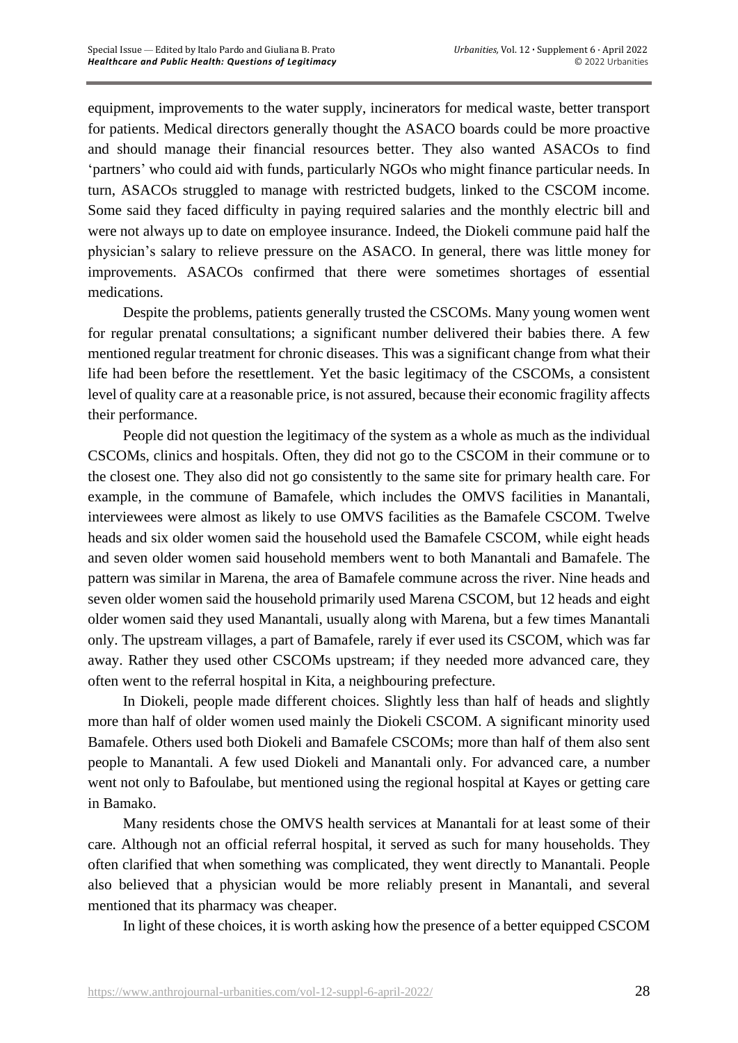equipment, improvements to the water supply, incinerators for medical waste, better transport for patients. Medical directors generally thought the ASACO boards could be more proactive and should manage their financial resources better. They also wanted ASACOs to find 'partners' who could aid with funds, particularly NGOs who might finance particular needs. In turn, ASACOs struggled to manage with restricted budgets, linked to the CSCOM income. Some said they faced difficulty in paying required salaries and the monthly electric bill and were not always up to date on employee insurance. Indeed, the Diokeli commune paid half the physician's salary to relieve pressure on the ASACO. In general, there was little money for improvements. ASACOs confirmed that there were sometimes shortages of essential medications.

Despite the problems, patients generally trusted the CSCOMs. Many young women went for regular prenatal consultations; a significant number delivered their babies there. A few mentioned regular treatment for chronic diseases. This was a significant change from what their life had been before the resettlement. Yet the basic legitimacy of the CSCOMs, a consistent level of quality care at a reasonable price, is not assured, because their economic fragility affects their performance.

People did not question the legitimacy of the system as a whole as much as the individual CSCOMs, clinics and hospitals. Often, they did not go to the CSCOM in their commune or to the closest one. They also did not go consistently to the same site for primary health care. For example, in the commune of Bamafele, which includes the OMVS facilities in Manantali, interviewees were almost as likely to use OMVS facilities as the Bamafele CSCOM. Twelve heads and six older women said the household used the Bamafele CSCOM, while eight heads and seven older women said household members went to both Manantali and Bamafele. The pattern was similar in Marena, the area of Bamafele commune across the river. Nine heads and seven older women said the household primarily used Marena CSCOM, but 12 heads and eight older women said they used Manantali, usually along with Marena, but a few times Manantali only. The upstream villages, a part of Bamafele, rarely if ever used its CSCOM, which was far away. Rather they used other CSCOMs upstream; if they needed more advanced care, they often went to the referral hospital in Kita, a neighbouring prefecture.

In Diokeli, people made different choices. Slightly less than half of heads and slightly more than half of older women used mainly the Diokeli CSCOM. A significant minority used Bamafele. Others used both Diokeli and Bamafele CSCOMs; more than half of them also sent people to Manantali. A few used Diokeli and Manantali only. For advanced care, a number went not only to Bafoulabe, but mentioned using the regional hospital at Kayes or getting care in Bamako.

Many residents chose the OMVS health services at Manantali for at least some of their care. Although not an official referral hospital, it served as such for many households. They often clarified that when something was complicated, they went directly to Manantali. People also believed that a physician would be more reliably present in Manantali, and several mentioned that its pharmacy was cheaper.

In light of these choices, it is worth asking how the presence of a better equipped CSCOM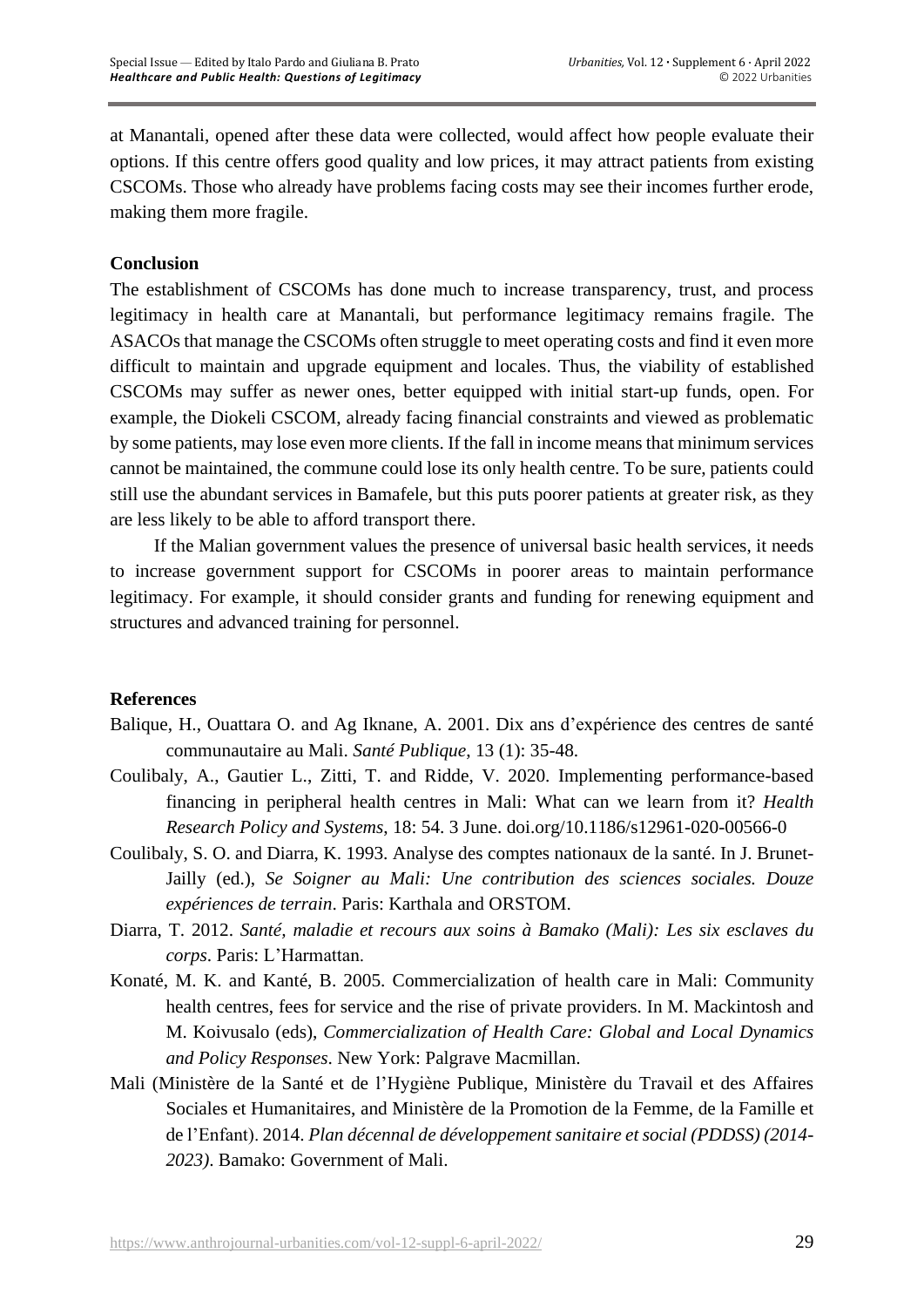at Manantali, opened after these data were collected, would affect how people evaluate their options. If this centre offers good quality and low prices, it may attract patients from existing CSCOMs. Those who already have problems facing costs may see their incomes further erode, making them more fragile.

## Conclusion

The establishment of CSCOMs has done much to increase transparency, trust, and process legitimacy in health care at Manantali, but performance legitimacy remains fragile. The ASACOs that manage the CSCOMs often struggle to meet operating costs and find it even more difficult to maintain and upgrade equipment and locales. Thus, the viability of established CSCOMs may suffer as newer ones, better equipped with initial start-up funds, open. For example, the Diokeli CSCOM, already facing financial constraints and viewed as problematic by some patients, may lose even more clients. If the fall in income means that minimum services cannot be maintained, the commune could lose its only health centre. To be sure, patients could still use the abundant services in Bamafele, but this puts poorer patients at greater risk, as they are less likely to be able to afford transport there.

If the Malian government values the presence of universal basic health services, it needs to increase government support for CSCOMs in poorer areas to maintain performance legitimacy. For example, it should consider grants and funding for renewing equipment and structures and advanced training for personnel.

## References

Balique, H., Ouattara O. and Ag Iknane, A. 2001. Dix ans d'expérience des centres de santé communautaire au Mali. *Santé Publique*, 13 (1): 35-48.

Coulibaly, A., Gautier L., Zitti, T. and Ridde, V. 2020. Implementing performance-based financing in peripheral health centres in Mali: What can we learn from it? *Health Research Policy and Systems*, 18: 54. 3 June. doi.org/10.1186/s12961-020-00566-0

Coulibaly, S. O. and Diarra, K. 1993. Analyse des comptes nationaux de la santé. In J. Brunet-Jailly (ed.), *Se Soigner au Mali: Une contribution des sciences sociales. Douze expériences de terrain*. Paris: Karthala and ORSTOM.

Diarra, T. 2012. *Santé, maladie et recours aux soins à Bamako (Mali): Les six esclaves du corps*. Paris: L'Harmattan.

Konaté, M. K. and Kanté, B. 2005. Commercialization of health care in Mali: Community health centres, fees for service and the rise of private providers. In M. Mackintosh and M. Koivusalo (eds), *Commercialization of Health Care: Global and Local Dynamics and Policy Responses*. New York: Palgrave Macmillan.

Mali (Ministère de la Santé et de l'Hygiène Publique, Ministère du Travail et des Affaires Sociales et Humanitaires, and Ministère de la Promotion de la Femme, de la Famille et de l'Enfant). 2014. *Plan décennal de développement sanitaire et social (PDDSS) (2014-2023)*. Bamako: Government of Mali.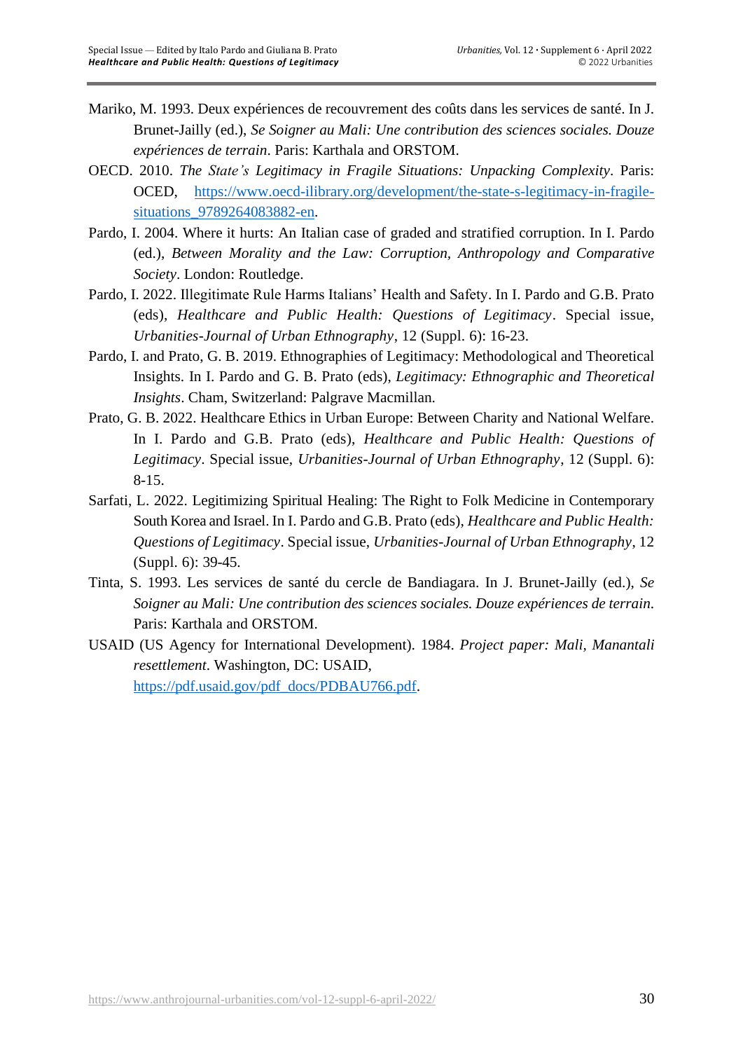Mariko, M. 1993. Deux expériences de recouvrement des coûts dans les services de santé. In J. Brunet-Jailly (ed.), *Se Soigner au Mali: Une contribution des sciences sociales. Douze expériences de terrain*. Paris: Karthala and ORSTOM.

OECD. 2010. *The State's Legitimacy in Fragile Situations: Unpacking Complexity*. Paris: OCED, https://www.oecd-ilibrary.org/development/the-state-s-legitimacy-in-fragile-situations_9789264083882-en.

Pardo, I. 2004. Where it hurts: An Italian case of graded and stratified corruption. In I. Pardo (ed.), *Between Morality and the Law: Corruption, Anthropology and Comparative Society*. London: Routledge.

Pardo, I. 2022. Illegitimate Rule Harms Italians' Health and Safety. In I. Pardo and G.B. Prato (eds), *Healthcare and Public Health: Questions of Legitimacy*. Special issue, *Urbanities-Journal of Urban Ethnography*, 12 (Suppl. 6): 16-23.

Pardo, I. and Prato, G. B. 2019. Ethnographies of Legitimacy: Methodological and Theoretical Insights. In I. Pardo and G. B. Prato (eds), *Legitimacy: Ethnographic and Theoretical Insights*. Cham, Switzerland: Palgrave Macmillan.

Prato, G. B. 2022. Healthcare Ethics in Urban Europe: Between Charity and National Welfare. In I. Pardo and G.B. Prato (eds), *Healthcare and Public Health: Questions of Legitimacy*. Special issue, *Urbanities-Journal of Urban Ethnography*, 12 (Suppl. 6): 8-15.

Sarfati, L. 2022. Legitimizing Spiritual Healing: The Right to Folk Medicine in Contemporary South Korea and Israel. In I. Pardo and G.B. Prato (eds), *Healthcare and Public Health: Questions of Legitimacy*. Special issue, *Urbanities-Journal of Urban Ethnography*, 12 (Suppl. 6): 39-45.

Tinta, S. 1993. Les services de santé du cercle de Bandiagara. In J. Brunet-Jailly (ed.), *Se Soigner au Mali: Une contribution des sciences sociales. Douze expériences de terrain*. Paris: Karthala and ORSTOM.

USAID (US Agency for International Development). 1984. *Project paper: Mali, Manantali resettlement*. Washington, DC: USAID, https://pdf.usaid.gov/pdf_docs/PDBAU766.pdf.